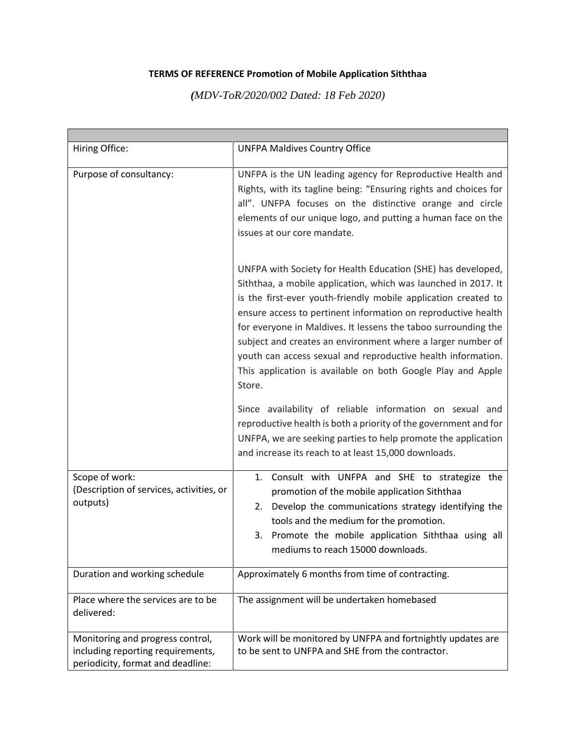**TERMS OF REFERENCE Promotion of Mobile Application Siththaa**

*(MDV-ToR/2020/002 Dated: 18 Feb 2020)*

| | |
|---|---|
| Hiring Office: | UNFPA Maldives Country Office |
| Purpose of consultancy: | UNFPA is the UN leading agency for Reproductive Health and Rights, with its tagline being: "Ensuring rights and choices for all". UNFPA focuses on the distinctive orange and circle elements of our unique logo, and putting a human face on the issues at our core mandate.<br><br>UNFPA with Society for Health Education (SHE) has developed, Siththaa, a mobile application, which was launched in 2017. It is the first-ever youth-friendly mobile application created to ensure access to pertinent information on reproductive health for everyone in Maldives. It lessens the taboo surrounding the subject and creates an environment where a larger number of youth can access sexual and reproductive health information. This application is available on both Google Play and Apple Store.<br><br>Since availability of reliable information on sexual and reproductive health is both a priority of the government and for UNFPA, we are seeking parties to help promote the application and increase its reach to at least 15,000 downloads. |
| Scope of work:<br>(Description of services, activities, or outputs) | 1. Consult with UNFPA and SHE to strategize the promotion of the mobile application Siththaa<br>2. Develop the communications strategy identifying the tools and the medium for the promotion.<br>3. Promote the mobile application Siththaa using all mediums to reach 15000 downloads. |
| Duration and working schedule | Approximately 6 months from time of contracting. |
| Place where the services are to be delivered: | The assignment will be undertaken homebased |
| Monitoring and progress control, including reporting requirements, periodicity, format and deadline: | Work will be monitored by UNFPA and fortnightly updates are to be sent to UNFPA and SHE from the contractor. |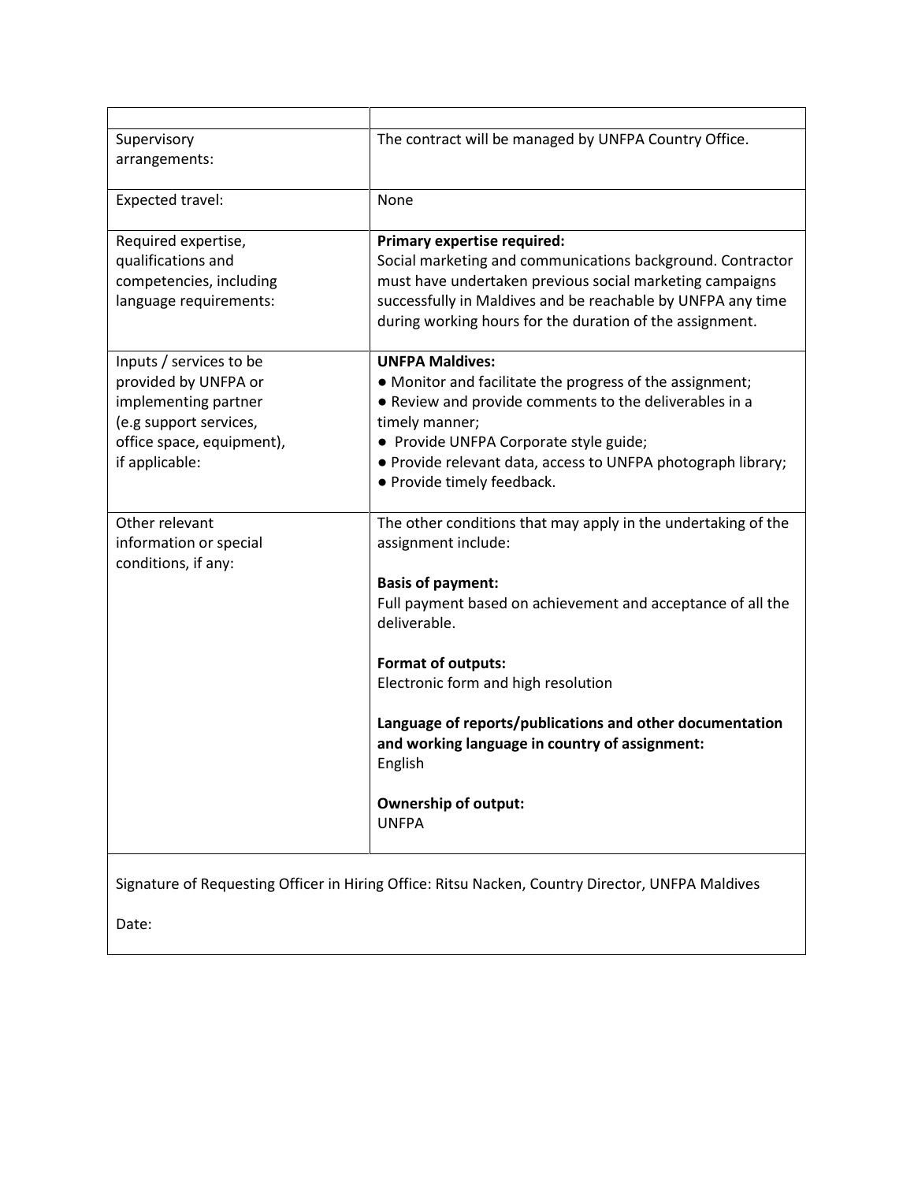| | |
|---|---|
| Supervisory arrangements: | The contract will be managed by UNFPA Country Office. |
| Expected travel: | None |
| Required expertise, qualifications and competencies, including language requirements: | **Primary expertise required:**<br>Social marketing and communications background. Contractor must have undertaken previous social marketing campaigns successfully in Maldives and be reachable by UNFPA any time during working hours for the duration of the assignment. |
| Inputs / services to be provided by UNFPA or implementing partner (e.g support services, office space, equipment), if applicable: | **UNFPA Maldives:**<br>● Monitor and facilitate the progress of the assignment;<br>● Review and provide comments to the deliverables in a timely manner;<br>● Provide UNFPA Corporate style guide;<br>● Provide relevant data, access to UNFPA photograph library;<br>● Provide timely feedback. |
| Other relevant information or special conditions, if any: | The other conditions that may apply in the undertaking of the assignment include:<br><br>**Basis of payment:**<br>Full payment based on achievement and acceptance of all the deliverable.<br><br>**Format of outputs:**<br>Electronic form and high resolution<br><br>**Language of reports/publications and other documentation and working language in country of assignment:**<br>English<br><br>**Ownership of output:**<br>UNFPA |

Signature of Requesting Officer in Hiring Office: Ritsu Nacken, Country Director, UNFPA Maldives

Date: